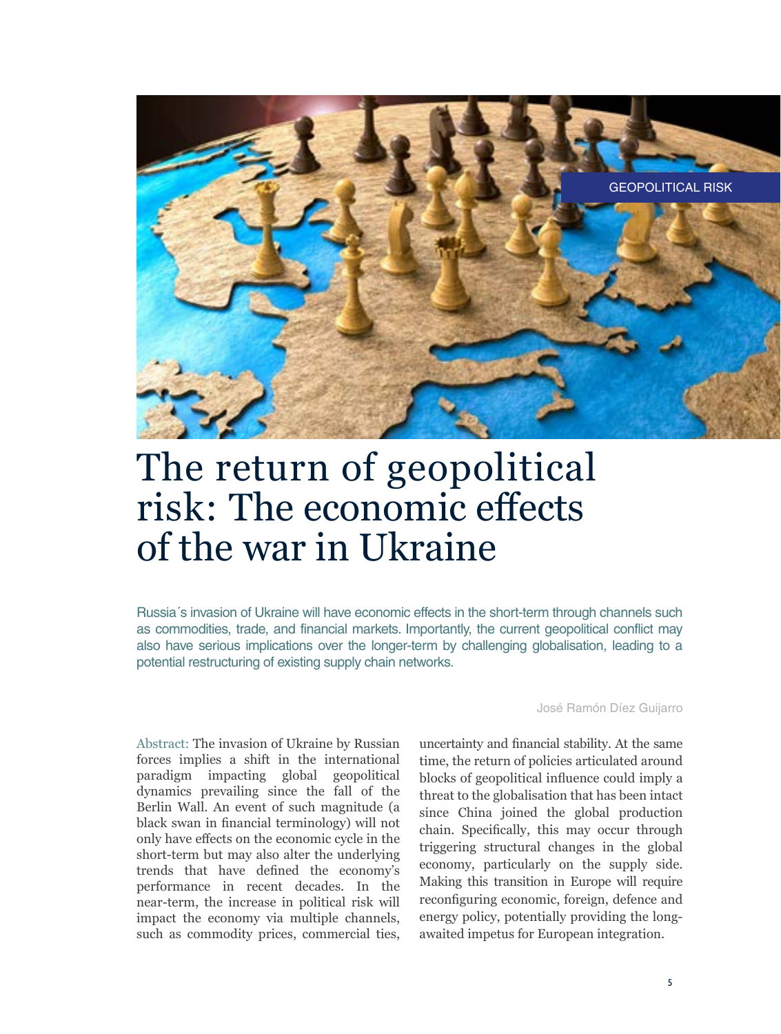GEOPOLITICAL RISK

# The return of geopolitical risk: The economic effects of the war in Ukraine

Russia´s invasion of Ukraine will have economic effects in the short-term through channels such as commodities, trade, and financial markets. Importantly, the current geopolitical conflict may also have serious implications over the longer-term by challenging globalisation, leading to a potential restructuring of existing supply chain networks.

José Ramón Díez Guijarro

Abstract: The invasion of Ukraine by Russian forces implies a shift in the international paradigm impacting global geopolitical dynamics prevailing since the fall of the Berlin Wall. An event of such magnitude (a black swan in financial terminology) will not only have effects on the economic cycle in the short-term but may also alter the underlying trends that have defined the economy's performance in recent decades. In the near-term, the increase in political risk will impact the economy via multiple channels, such as commodity prices, commercial ties, uncertainty and financial stability. At the same time, the return of policies articulated around blocks of geopolitical influence could imply a threat to the globalisation that has been intact since China joined the global production chain. Specifically, this may occur through triggering structural changes in the global economy, particularly on the supply side. Making this transition in Europe will require reconfiguring economic, foreign, defence and energy policy, potentially providing the long-awaited impetus for European integration.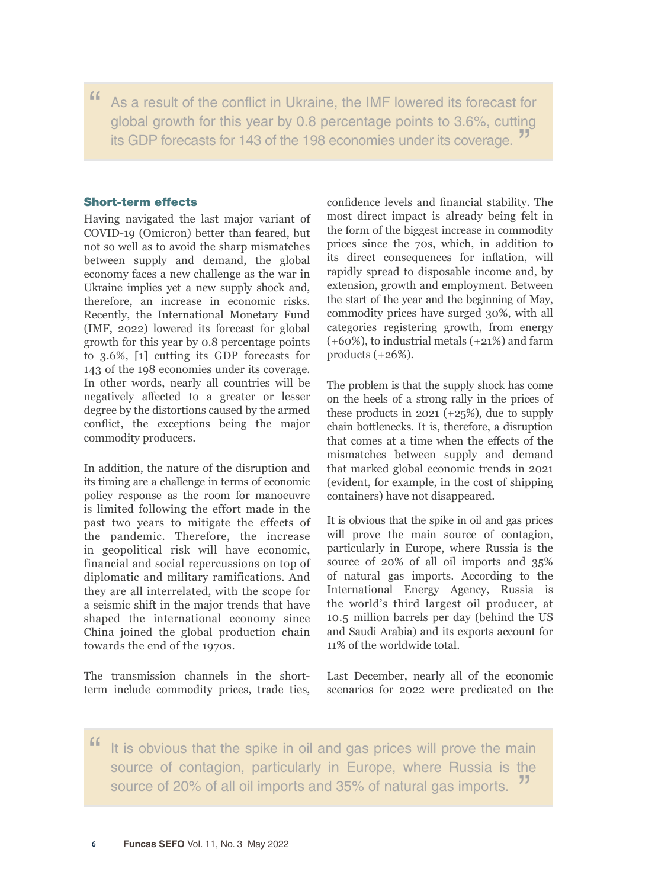> As a result of the conflict in Ukraine, the IMF lowered its forecast for global growth for this year by 0.8 percentage points to 3.6%, cutting its GDP forecasts for 143 of the 198 economies under its coverage.

## Short-term effects

Having navigated the last major variant of COVID-19 (Omicron) better than feared, but not so well as to avoid the sharp mismatches between supply and demand, the global economy faces a new challenge as the war in Ukraine implies yet a new supply shock and, therefore, an increase in economic risks. Recently, the International Monetary Fund (IMF, 2022) lowered its forecast for global growth for this year by 0.8 percentage points to 3.6%, [1] cutting its GDP forecasts for 143 of the 198 economies under its coverage. In other words, nearly all countries will be negatively affected to a greater or lesser degree by the distortions caused by the armed conflict, the exceptions being the major commodity producers.

In addition, the nature of the disruption and its timing are a challenge in terms of economic policy response as the room for manoeuvre is limited following the effort made in the past two years to mitigate the effects of the pandemic. Therefore, the increase in geopolitical risk will have economic, financial and social repercussions on top of diplomatic and military ramifications. And they are all interrelated, with the scope for a seismic shift in the major trends that have shaped the international economy since China joined the global production chain towards the end of the 1970s.

The transmission channels in the short-term include commodity prices, trade ties, confidence levels and financial stability. The most direct impact is already being felt in the form of the biggest increase in commodity prices since the 70s, which, in addition to its direct consequences for inflation, will rapidly spread to disposable income and, by extension, growth and employment. Between the start of the year and the beginning of May, commodity prices have surged 30%, with all categories registering growth, from energy (+60%), to industrial metals (+21%) and farm products (+26%).

The problem is that the supply shock has come on the heels of a strong rally in the prices of these products in 2021 (+25%), due to supply chain bottlenecks. It is, therefore, a disruption that comes at a time when the effects of the mismatches between supply and demand that marked global economic trends in 2021 (evident, for example, in the cost of shipping containers) have not disappeared.

It is obvious that the spike in oil and gas prices will prove the main source of contagion, particularly in Europe, where Russia is the source of 20% of all oil imports and 35% of natural gas imports. According to the International Energy Agency, Russia is the world's third largest oil producer, at 10.5 million barrels per day (behind the US and Saudi Arabia) and its exports account for 11% of the worldwide total.

Last December, nearly all of the economic scenarios for 2022 were predicated on the

> It is obvious that the spike in oil and gas prices will prove the main source of contagion, particularly in Europe, where Russia is the source of 20% of all oil imports and 35% of natural gas imports.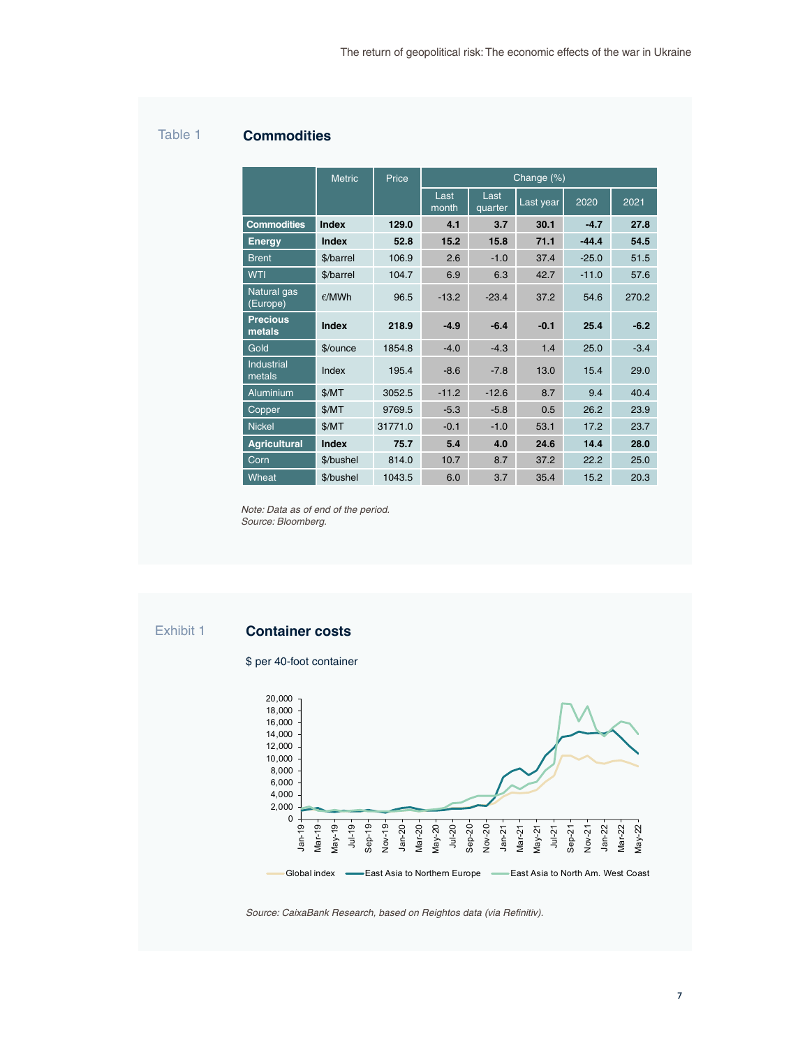Table 1

## Commodities

| | Metric | Price | Change (%) | | | | |
|---|---|---|---|---|---|---|---|
| | | | Last month | Last quarter | Last year | 2020 | 2021 |
| **Commodities** | **Index** | **129.0** | **4.1** | **3.7** | **30.1** | **-4.7** | **27.8** |
| **Energy** | **Index** | **52.8** | **15.2** | **15.8** | **71.1** | **-44.4** | **54.5** |
| Brent | $/barrel | 106.9 | 2.6 | -1.0 | 37.4 | -25.0 | 51.5 |
| WTI | $/barrel | 104.7 | 6.9 | 6.3 | 42.7 | -11.0 | 57.6 |
| Natural gas (Europe) | €/MWh | 96.5 | -13.2 | -23.4 | 37.2 | 54.6 | 270.2 |
| **Precious metals** | **Index** | **218.9** | **-4.9** | **-6.4** | **-0.1** | **25.4** | **-6.2** |
| Gold | $/ounce | 1854.8 | -4.0 | -4.3 | 1.4 | 25.0 | -3.4 |
| Industrial metals | Index | 195.4 | -8.6 | -7.8 | 13.0 | 15.4 | 29.0 |
| Aluminium | $/MT | 3052.5 | -11.2 | -12.6 | 8.7 | 9.4 | 40.4 |
| Copper | $/MT | 9769.5 | -5.3 | -5.8 | 0.5 | 26.2 | 23.9 |
| Nickel | $/MT | 31771.0 | -0.1 | -1.0 | 53.1 | 17.2 | 23.7 |
| **Agricultural** | **Index** | **75.7** | **5.4** | **4.0** | **24.6** | **14.4** | **28.0** |
| Corn | $/bushel | 814.0 | 10.7 | 8.7 | 37.2 | 22.2 | 25.0 |
| Wheat | $/bushel | 1043.5 | 6.0 | 3.7 | 35.4 | 15.2 | 20.3 |

*Note: Data as of end of the period.*
*Source: Bloomberg.*

Exhibit 1

## Container costs

$ per 40-foot container

*Source: CaixaBank Research, based on Reightos data (via Refinitiv).*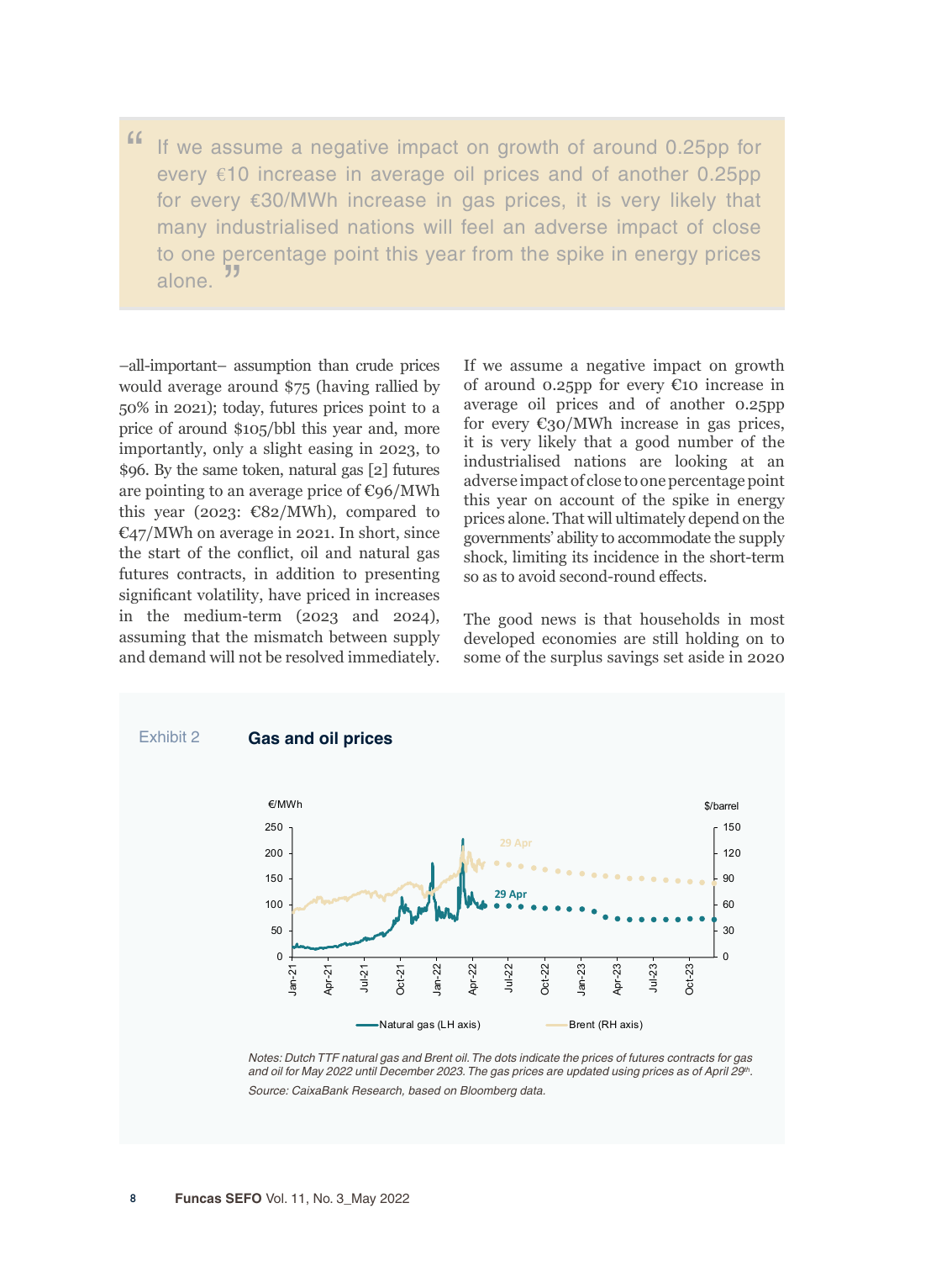> If we assume a negative impact on growth of around 0.25pp for every €10 increase in average oil prices and of another 0.25pp for every €30/MWh increase in gas prices, it is very likely that many industrialised nations will feel an adverse impact of close to one percentage point this year from the spike in energy prices alone.

–all-important– assumption than crude prices would average around $75 (having rallied by 50% in 2021); today, futures prices point to a price of around $105/bbl this year and, more importantly, only a slight easing in 2023, to $96. By the same token, natural gas [2] futures are pointing to an average price of €96/MWh this year (2023: €82/MWh), compared to €47/MWh on average in 2021. In short, since the start of the conflict, oil and natural gas futures contracts, in addition to presenting significant volatility, have priced in increases in the medium-term (2023 and 2024), assuming that the mismatch between supply and demand will not be resolved immediately.

If we assume a negative impact on growth of around 0.25pp for every €10 increase in average oil prices and of another 0.25pp for every €30/MWh increase in gas prices, it is very likely that a good number of the industrialised nations are looking at an adverse impact of close to one percentage point this year on account of the spike in energy prices alone. That will ultimately depend on the governments' ability to accommodate the supply shock, limiting its incidence in the short-term so as to avoid second-round effects.

The good news is that households in most developed economies are still holding on to some of the surplus savings set aside in 2020

Exhibit 2 **Gas and oil prices**

*Notes: Dutch TTF natural gas and Brent oil. The dots indicate the prices of futures contracts for gas and oil for May 2022 until December 2023. The gas prices are updated using prices as of April 29th.*

*Source: CaixaBank Research, based on Bloomberg data.*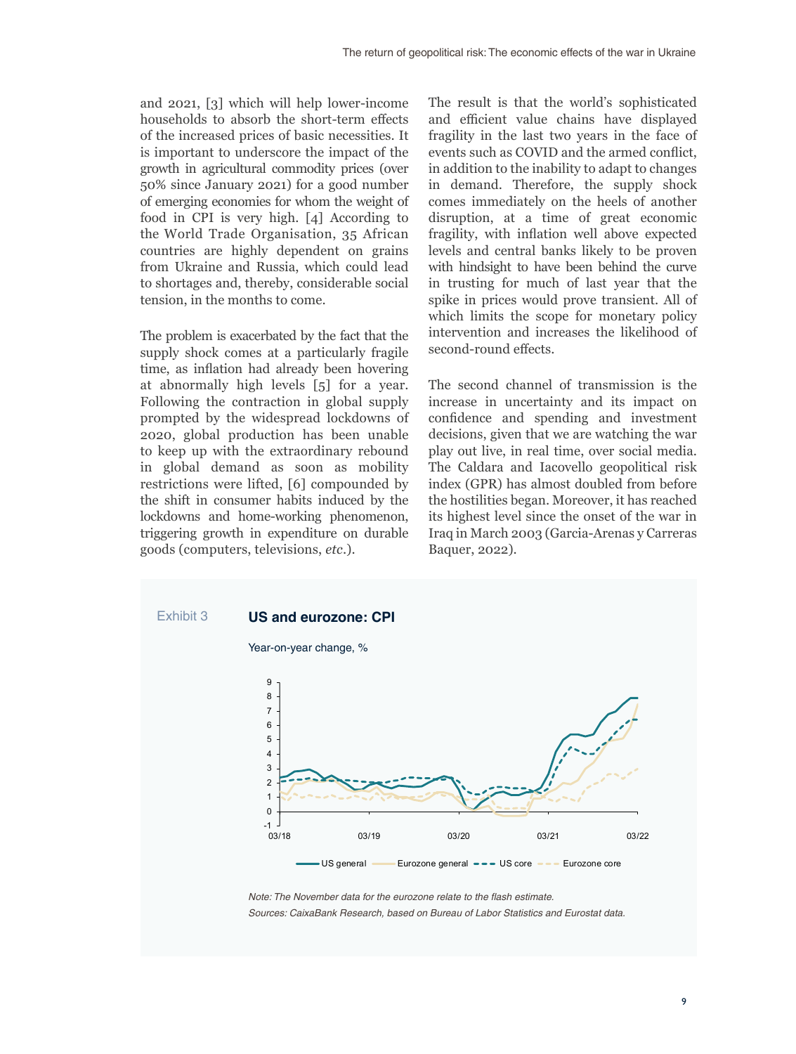and 2021, [3] which will help lower-income households to absorb the short-term effects of the increased prices of basic necessities. It is important to underscore the impact of the growth in agricultural commodity prices (over 50% since January 2021) for a good number of emerging economies for whom the weight of food in CPI is very high. [4] According to the World Trade Organisation, 35 African countries are highly dependent on grains from Ukraine and Russia, which could lead to shortages and, thereby, considerable social tension, in the months to come.

The problem is exacerbated by the fact that the supply shock comes at a particularly fragile time, as inflation had already been hovering at abnormally high levels [5] for a year. Following the contraction in global supply prompted by the widespread lockdowns of 2020, global production has been unable to keep up with the extraordinary rebound in global demand as soon as mobility restrictions were lifted, [6] compounded by the shift in consumer habits induced by the lockdowns and home-working phenomenon, triggering growth in expenditure on durable goods (computers, televisions, *etc*.).

The result is that the world's sophisticated and efficient value chains have displayed fragility in the last two years in the face of events such as COVID and the armed conflict, in addition to the inability to adapt to changes in demand. Therefore, the supply shock comes immediately on the heels of another disruption, at a time of great economic fragility, with inflation well above expected levels and central banks likely to be proven with hindsight to have been behind the curve in trusting for much of last year that the spike in prices would prove transient. All of which limits the scope for monetary policy intervention and increases the likelihood of second-round effects.

The second channel of transmission is the increase in uncertainty and its impact on confidence and spending and investment decisions, given that we are watching the war play out live, in real time, over social media. The Caldara and Iacovello geopolitical risk index (GPR) has almost doubled from before the hostilities began. Moreover, it has reached its highest level since the onset of the war in Iraq in March 2003 (Garcia-Arenas y Carreras Baquer, 2022).

Exhibit 3 **US and eurozone: CPI**

Year-on-year change, %

*Note: The November data for the eurozone relate to the flash estimate.*
*Sources: CaixaBank Research, based on Bureau of Labor Statistics and Eurostat data.*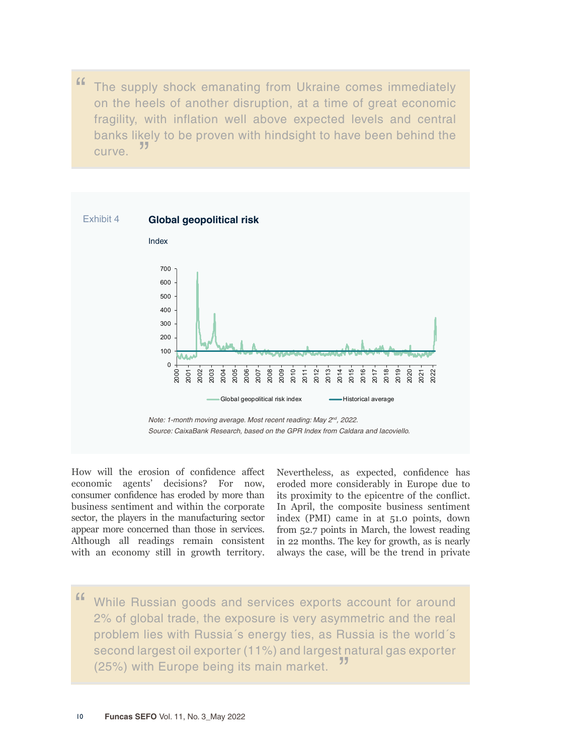> "The supply shock emanating from Ukraine comes immediately on the heels of another disruption, at a time of great economic fragility, with inflation well above expected levels and central banks likely to be proven with hindsight to have been behind the curve."

Exhibit 4 **Global geopolitical risk**

Index

Global geopolitical risk index — Historical average

*Note: 1-month moving average. Most recent reading: May 2nd, 2022.*
*Source: CaixaBank Research, based on the GPR Index from Caldara and Iacoviello.*

How will the erosion of confidence affect economic agents' decisions? For now, consumer confidence has eroded by more than business sentiment and within the corporate sector, the players in the manufacturing sector appear more concerned than those in services. Although all readings remain consistent with an economy still in growth territory. Nevertheless, as expected, confidence has eroded more considerably in Europe due to its proximity to the epicentre of the conflict. In April, the composite business sentiment index (PMI) came in at 51.0 points, down from 52.7 points in March, the lowest reading in 22 months. The key for growth, as is nearly always the case, will be the trend in private

> "While Russian goods and services exports account for around 2% of global trade, the exposure is very asymmetric and the real problem lies with Russia´s energy ties, as Russia is the world´s second largest oil exporter (11%) and largest natural gas exporter (25%) with Europe being its main market."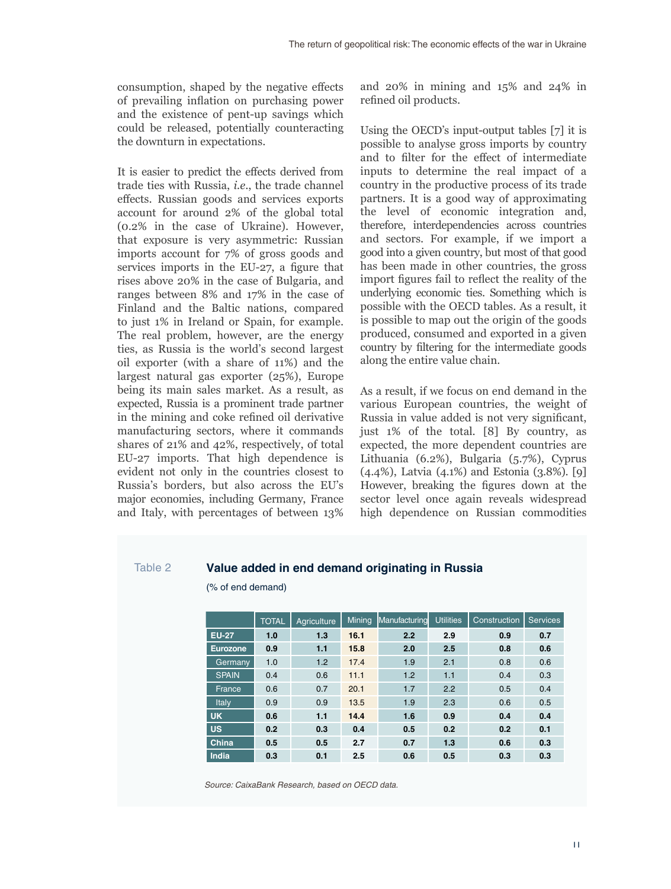consumption, shaped by the negative effects of prevailing inflation on purchasing power and the existence of pent-up savings which could be released, potentially counteracting the downturn in expectations.

It is easier to predict the effects derived from trade ties with Russia, *i.e*., the trade channel effects. Russian goods and services exports account for around 2% of the global total (0.2% in the case of Ukraine). However, that exposure is very asymmetric: Russian imports account for 7% of gross goods and services imports in the EU-27, a figure that rises above 20% in the case of Bulgaria, and ranges between 8% and 17% in the case of Finland and the Baltic nations, compared to just 1% in Ireland or Spain, for example. The real problem, however, are the energy ties, as Russia is the world's second largest oil exporter (with a share of 11%) and the largest natural gas exporter (25%), Europe being its main sales market. As a result, as expected, Russia is a prominent trade partner in the mining and coke refined oil derivative manufacturing sectors, where it commands shares of 21% and 42%, respectively, of total EU-27 imports. That high dependence is evident not only in the countries closest to Russia's borders, but also across the EU's major economies, including Germany, France and Italy, with percentages of between 13% and 20% in mining and 15% and 24% in refined oil products.

Using the OECD's input-output tables [7] it is possible to analyse gross imports by country and to filter for the effect of intermediate inputs to determine the real impact of a country in the productive process of its trade partners. It is a good way of approximating the level of economic integration and, therefore, interdependencies across countries and sectors. For example, if we import a good into a given country, but most of that good has been made in other countries, the gross import figures fail to reflect the reality of the underlying economic ties. Something which is possible with the OECD tables. As a result, it is possible to map out the origin of the goods produced, consumed and exported in a given country by filtering for the intermediate goods along the entire value chain.

As a result, if we focus on end demand in the various European countries, the weight of Russia in value added is not very significant, just 1% of the total. [8] By country, as expected, the more dependent countries are Lithuania (6.2%), Bulgaria (5.7%), Cyprus (4.4%), Latvia (4.1%) and Estonia (3.8%). [9] However, breaking the figures down at the sector level once again reveals widespread high dependence on Russian commodities

Table 2 **Value added in end demand originating in Russia**

(% of end demand)

| | TOTAL | Agriculture | Mining | Manufacturing | Utilities | Construction | Services |
|---|---|---|---|---|---|---|---|
| **EU-27** | **1.0** | **1.3** | **16.1** | **2.2** | **2.9** | **0.9** | **0.7** |
| **Eurozone** | **0.9** | **1.1** | **15.8** | **2.0** | **2.5** | **0.8** | **0.6** |
| Germany | 1.0 | 1.2 | 17.4 | 1.9 | 2.1 | 0.8 | 0.6 |
| SPAIN | 0.4 | 0.6 | 11.1 | 1.2 | 1.1 | 0.4 | 0.3 |
| France | 0.6 | 0.7 | 20.1 | 1.7 | 2.2 | 0.5 | 0.4 |
| Italy | 0.9 | 0.9 | 13.5 | 1.9 | 2.3 | 0.6 | 0.5 |
| **UK** | **0.6** | **1.1** | **14.4** | **1.6** | **0.9** | **0.4** | **0.4** |
| **US** | **0.2** | **0.3** | **0.4** | **0.5** | **0.2** | **0.2** | **0.1** |
| **China** | **0.5** | **0.5** | **2.7** | **0.7** | **1.3** | **0.6** | **0.3** |
| **India** | **0.3** | **0.1** | **2.5** | **0.6** | **0.5** | **0.3** | **0.3** |

*Source: CaixaBank Research, based on OECD data.*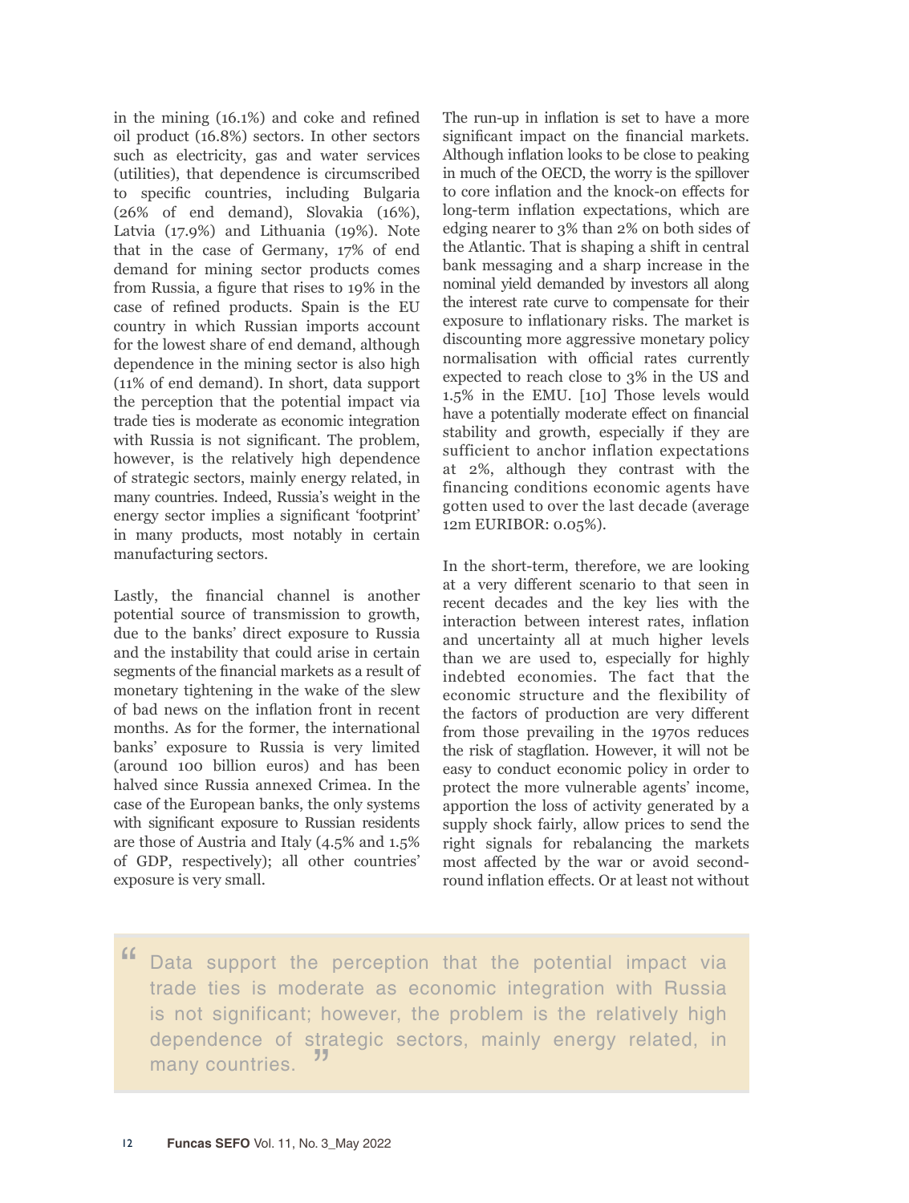in the mining (16.1%) and coke and refined oil product (16.8%) sectors. In other sectors such as electricity, gas and water services (utilities), that dependence is circumscribed to specific countries, including Bulgaria (26% of end demand), Slovakia (16%), Latvia (17.9%) and Lithuania (19%). Note that in the case of Germany, 17% of end demand for mining sector products comes from Russia, a figure that rises to 19% in the case of refined products. Spain is the EU country in which Russian imports account for the lowest share of end demand, although dependence in the mining sector is also high (11% of end demand). In short, data support the perception that the potential impact via trade ties is moderate as economic integration with Russia is not significant. The problem, however, is the relatively high dependence of strategic sectors, mainly energy related, in many countries. Indeed, Russia's weight in the energy sector implies a significant 'footprint' in many products, most notably in certain manufacturing sectors.

Lastly, the financial channel is another potential source of transmission to growth, due to the banks' direct exposure to Russia and the instability that could arise in certain segments of the financial markets as a result of monetary tightening in the wake of the slew of bad news on the inflation front in recent months. As for the former, the international banks' exposure to Russia is very limited (around 100 billion euros) and has been halved since Russia annexed Crimea. In the case of the European banks, the only systems with significant exposure to Russian residents are those of Austria and Italy (4.5% and 1.5% of GDP, respectively); all other countries' exposure is very small.

The run-up in inflation is set to have a more significant impact on the financial markets. Although inflation looks to be close to peaking in much of the OECD, the worry is the spillover to core inflation and the knock-on effects for long-term inflation expectations, which are edging nearer to 3% than 2% on both sides of the Atlantic. That is shaping a shift in central bank messaging and a sharp increase in the nominal yield demanded by investors all along the interest rate curve to compensate for their exposure to inflationary risks. The market is discounting more aggressive monetary policy normalisation with official rates currently expected to reach close to 3% in the US and 1.5% in the EMU. [10] Those levels would have a potentially moderate effect on financial stability and growth, especially if they are sufficient to anchor inflation expectations at 2%, although they contrast with the financing conditions economic agents have gotten used to over the last decade (average 12m EURIBOR: 0.05%).

In the short-term, therefore, we are looking at a very different scenario to that seen in recent decades and the key lies with the interaction between interest rates, inflation and uncertainty all at much higher levels than we are used to, especially for highly indebted economies. The fact that the economic structure and the flexibility of the factors of production are very different from those prevailing in the 1970s reduces the risk of stagflation. However, it will not be easy to conduct economic policy in order to protect the more vulnerable agents' income, apportion the loss of activity generated by a supply shock fairly, allow prices to send the right signals for rebalancing the markets most affected by the war or avoid second-round inflation effects. Or at least not without

> "Data support the perception that the potential impact via trade ties is moderate as economic integration with Russia is not significant; however, the problem is the relatively high dependence of strategic sectors, mainly energy related, in many countries."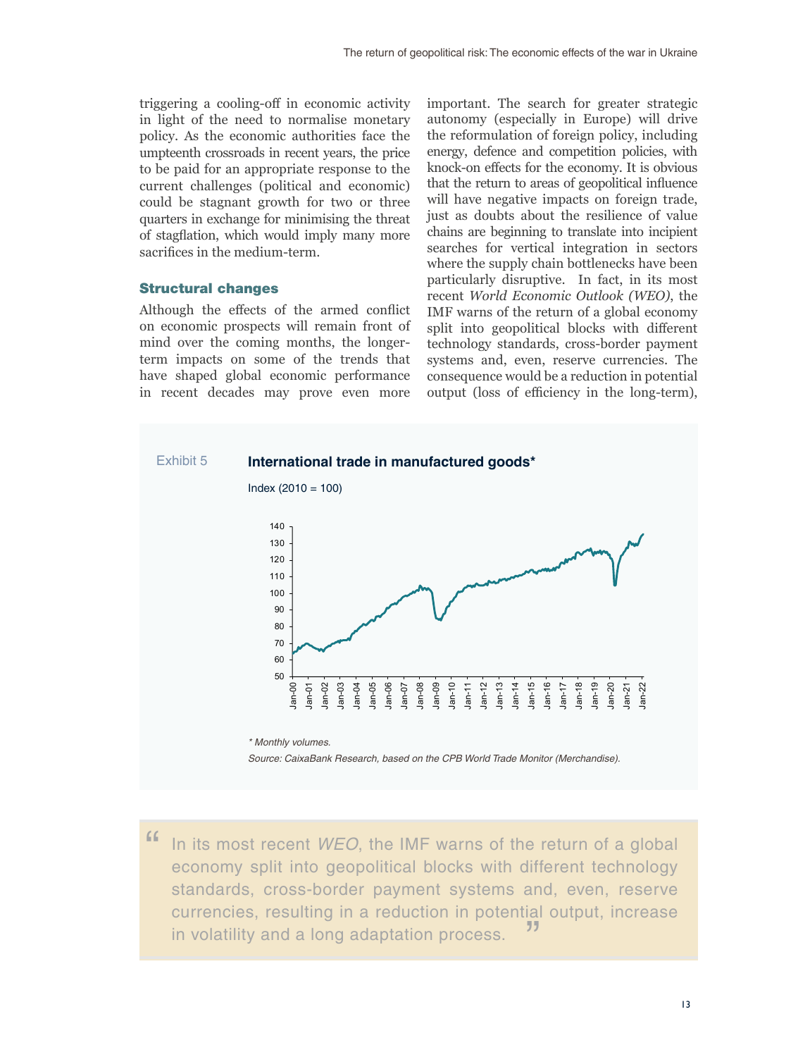triggering a cooling-off in economic activity in light of the need to normalise monetary policy. As the economic authorities face the umpteenth crossroads in recent years, the price to be paid for an appropriate response to the current challenges (political and economic) could be stagnant growth for two or three quarters in exchange for minimising the threat of stagflation, which would imply many more sacrifices in the medium-term.

### Structural changes

Although the effects of the armed conflict on economic prospects will remain front of mind over the coming months, the longer-term impacts on some of the trends that have shaped global economic performance in recent decades may prove even more important. The search for greater strategic autonomy (especially in Europe) will drive the reformulation of foreign policy, including energy, defence and competition policies, with knock-on effects for the economy. It is obvious that the return to areas of geopolitical influence will have negative impacts on foreign trade, just as doubts about the resilience of value chains are beginning to translate into incipient searches for vertical integration in sectors where the supply chain bottlenecks have been particularly disruptive. In fact, in its most recent *World Economic Outlook (WEO)*, the IMF warns of the return of a global economy split into geopolitical blocks with different technology standards, cross-border payment systems and, even, reserve currencies. The consequence would be a reduction in potential output (loss of efficiency in the long-term),

Exhibit 5 **International trade in manufactured goods***

Index (2010 = 100)

\* Monthly volumes.

Source: CaixaBank Research, based on the CPB World Trade Monitor (Merchandise).

> In its most recent *WEO*, the IMF warns of the return of a global economy split into geopolitical blocks with different technology standards, cross-border payment systems and, even, reserve currencies, resulting in a reduction in potential output, increase in volatility and a long adaptation process.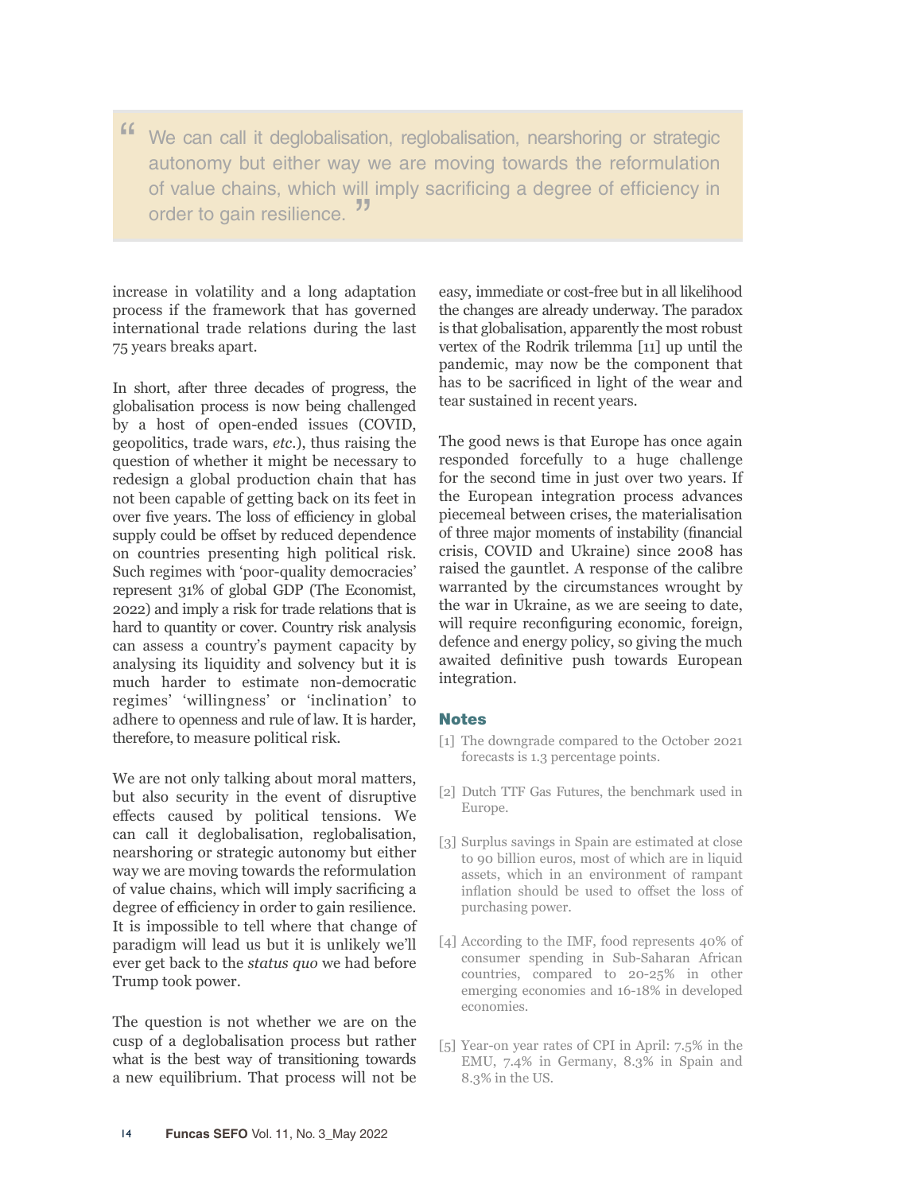> We can call it deglobalisation, reglobalisation, nearshoring or strategic autonomy but either way we are moving towards the reformulation of value chains, which will imply sacrificing a degree of efficiency in order to gain resilience.

increase in volatility and a long adaptation process if the framework that has governed international trade relations during the last 75 years breaks apart.

In short, after three decades of progress, the globalisation process is now being challenged by a host of open-ended issues (COVID, geopolitics, trade wars, *etc.*), thus raising the question of whether it might be necessary to redesign a global production chain that has not been capable of getting back on its feet in over five years. The loss of efficiency in global supply could be offset by reduced dependence on countries presenting high political risk. Such regimes with 'poor-quality democracies' represent 31% of global GDP (The Economist, 2022) and imply a risk for trade relations that is hard to quantity or cover. Country risk analysis can assess a country's payment capacity by analysing its liquidity and solvency but it is much harder to estimate non-democratic regimes' 'willingness' or 'inclination' to adhere to openness and rule of law. It is harder, therefore, to measure political risk.

We are not only talking about moral matters, but also security in the event of disruptive effects caused by political tensions. We can call it deglobalisation, reglobalisation, nearshoring or strategic autonomy but either way we are moving towards the reformulation of value chains, which will imply sacrificing a degree of efficiency in order to gain resilience. It is impossible to tell where that change of paradigm will lead us but it is unlikely we'll ever get back to the *status quo* we had before Trump took power.

The question is not whether we are on the cusp of a deglobalisation process but rather what is the best way of transitioning towards a new equilibrium. That process will not be easy, immediate or cost-free but in all likelihood the changes are already underway. The paradox is that globalisation, apparently the most robust vertex of the Rodrik trilemma [11] up until the pandemic, may now be the component that has to be sacrificed in light of the wear and tear sustained in recent years.

The good news is that Europe has once again responded forcefully to a huge challenge for the second time in just over two years. If the European integration process advances piecemeal between crises, the materialisation of three major moments of instability (financial crisis, COVID and Ukraine) since 2008 has raised the gauntlet. A response of the calibre warranted by the circumstances wrought by the war in Ukraine, as we are seeing to date, will require reconfiguring economic, foreign, defence and energy policy, so giving the much awaited definitive push towards European integration.

## Notes

[1] The downgrade compared to the October 2021 forecasts is 1.3 percentage points.

[2] Dutch TTF Gas Futures, the benchmark used in Europe.

[3] Surplus savings in Spain are estimated at close to 90 billion euros, most of which are in liquid assets, which in an environment of rampant inflation should be used to offset the loss of purchasing power.

[4] According to the IMF, food represents 40% of consumer spending in Sub-Saharan African countries, compared to 20-25% in other emerging economies and 16-18% in developed economies.

[5] Year-on year rates of CPI in April: 7.5% in the EMU, 7.4% in Germany, 8.3% in Spain and 8.3% in the US.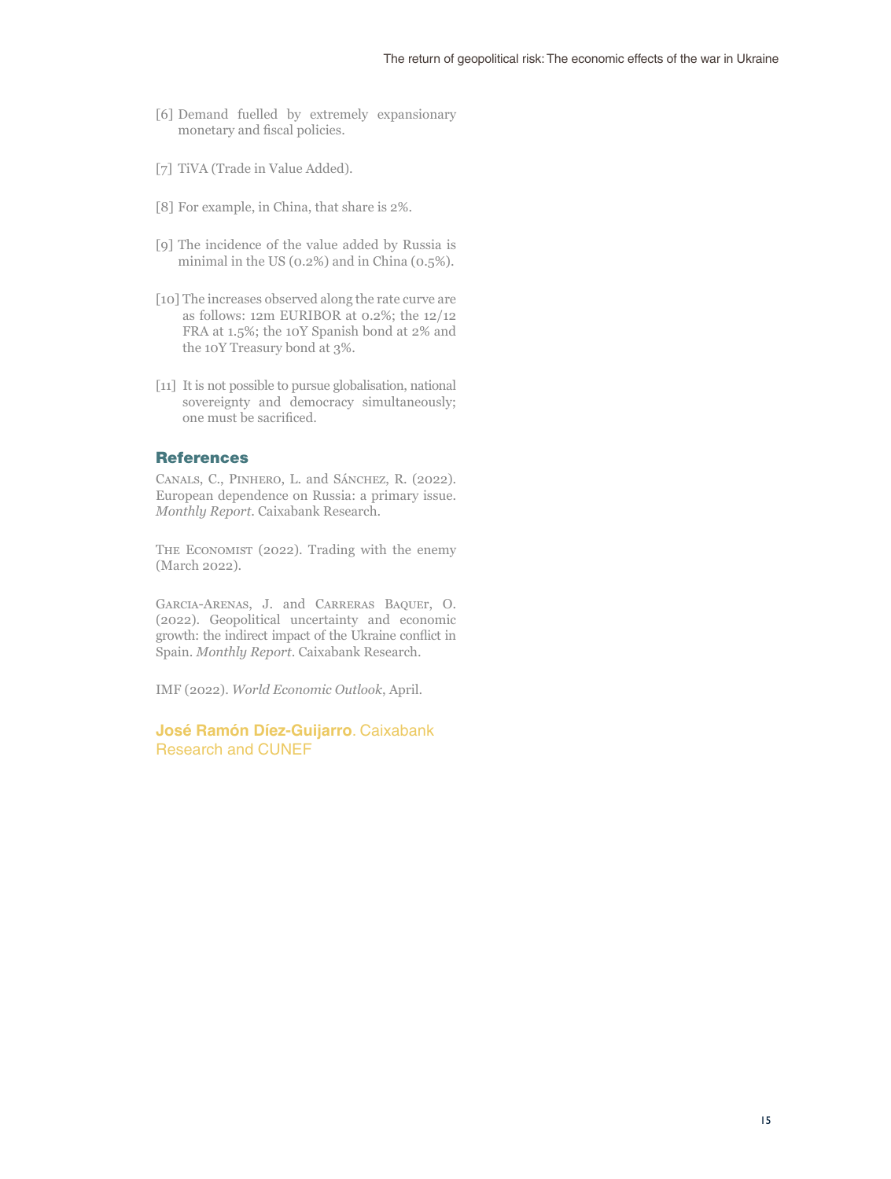[6] Demand fuelled by extremely expansionary monetary and fiscal policies.

[7] TiVA (Trade in Value Added).

[8] For example, in China, that share is 2%.

[9] The incidence of the value added by Russia is minimal in the US (0.2%) and in China (0.5%).

[10] The increases observed along the rate curve are as follows: 12m EURIBOR at 0.2%; the 12/12 FRA at 1.5%; the 10Y Spanish bond at 2% and the 10Y Treasury bond at 3%.

[11] It is not possible to pursue globalisation, national sovereignty and democracy simultaneously; one must be sacrificed.

## References

Canals, C., Pinhero, L. and Sánchez, R. (2022). European dependence on Russia: a primary issue. *Monthly Report*. Caixabank Research.

The Economist (2022). Trading with the enemy (March 2022).

Garcia-Arenas, J. and Carreras Baquer, O. (2022). Geopolitical uncertainty and economic growth: the indirect impact of the Ukraine conflict in Spain. *Monthly Report*. Caixabank Research.

IMF (2022). *World Economic Outlook*, April.

**José Ramón Díez-Guijarro**. Caixabank Research and CUNEF